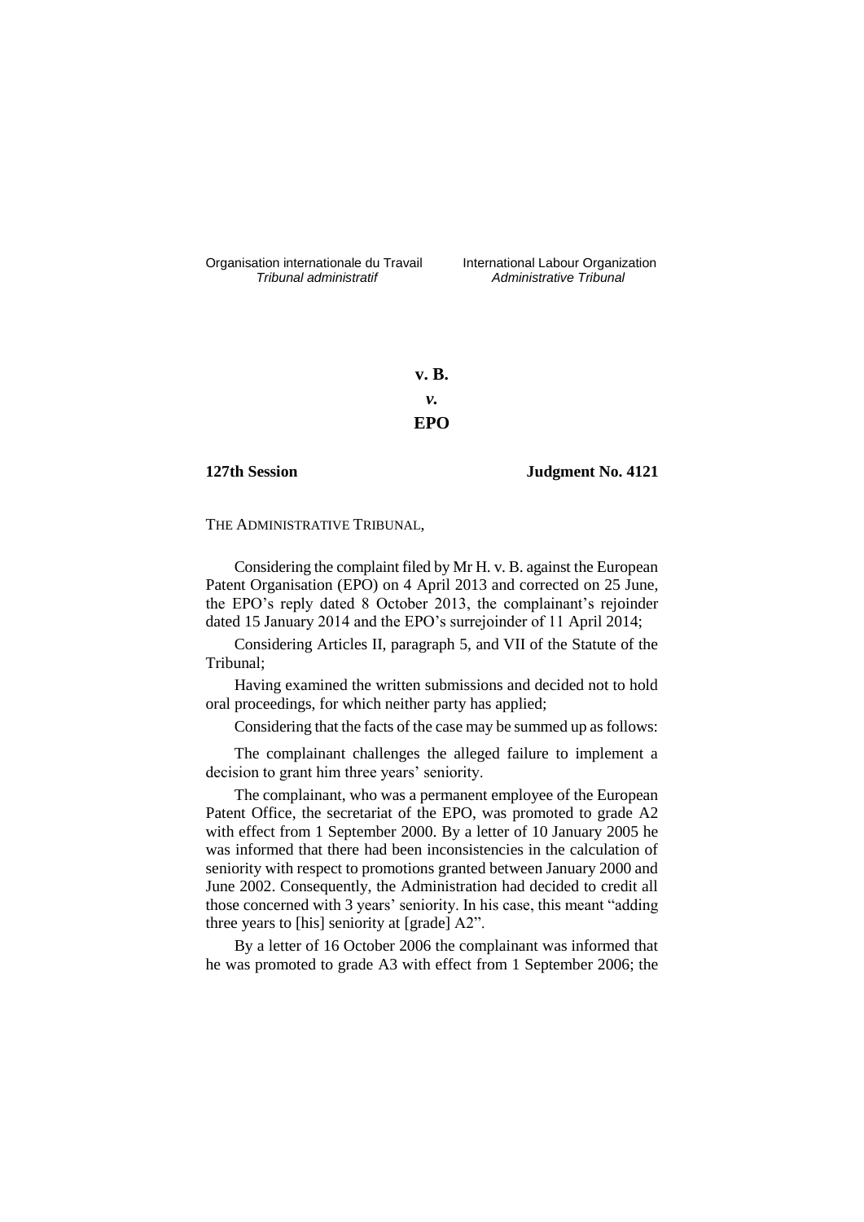Organisation internationale du Travail
*Tribunal administratif*

International Labour Organization
*Administrative Tribunal*

**v. B.**

***v.***

**EPO**

**127th Session** **Judgment No. 4121**

THE ADMINISTRATIVE TRIBUNAL,

Considering the complaint filed by Mr H. v. B. against the European Patent Organisation (EPO) on 4 April 2013 and corrected on 25 June, the EPO's reply dated 8 October 2013, the complainant's rejoinder dated 15 January 2014 and the EPO's surrejoinder of 11 April 2014;

Considering Articles II, paragraph 5, and VII of the Statute of the Tribunal;

Having examined the written submissions and decided not to hold oral proceedings, for which neither party has applied;

Considering that the facts of the case may be summed up as follows:

The complainant challenges the alleged failure to implement a decision to grant him three years' seniority.

The complainant, who was a permanent employee of the European Patent Office, the secretariat of the EPO, was promoted to grade A2 with effect from 1 September 2000. By a letter of 10 January 2005 he was informed that there had been inconsistencies in the calculation of seniority with respect to promotions granted between January 2000 and June 2002. Consequently, the Administration had decided to credit all those concerned with 3 years' seniority. In his case, this meant "adding three years to [his] seniority at [grade] A2".

By a letter of 16 October 2006 the complainant was informed that he was promoted to grade A3 with effect from 1 September 2006; the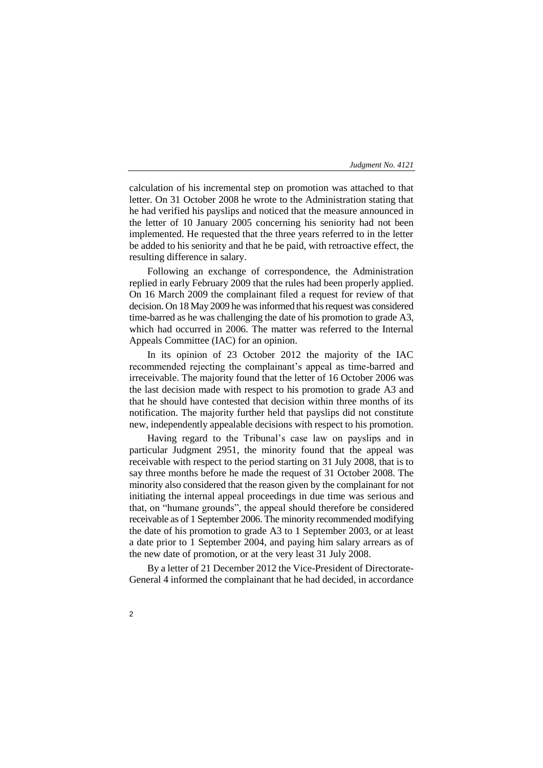calculation of his incremental step on promotion was attached to that letter. On 31 October 2008 he wrote to the Administration stating that he had verified his payslips and noticed that the measure announced in the letter of 10 January 2005 concerning his seniority had not been implemented. He requested that the three years referred to in the letter be added to his seniority and that he be paid, with retroactive effect, the resulting difference in salary.

Following an exchange of correspondence, the Administration replied in early February 2009 that the rules had been properly applied. On 16 March 2009 the complainant filed a request for review of that decision. On 18 May 2009 he was informed that his request was considered time-barred as he was challenging the date of his promotion to grade A3, which had occurred in 2006. The matter was referred to the Internal Appeals Committee (IAC) for an opinion.

In its opinion of 23 October 2012 the majority of the IAC recommended rejecting the complainant's appeal as time-barred and irreceivable. The majority found that the letter of 16 October 2006 was the last decision made with respect to his promotion to grade A3 and that he should have contested that decision within three months of its notification. The majority further held that payslips did not constitute new, independently appealable decisions with respect to his promotion.

Having regard to the Tribunal's case law on payslips and in particular Judgment 2951, the minority found that the appeal was receivable with respect to the period starting on 31 July 2008, that is to say three months before he made the request of 31 October 2008. The minority also considered that the reason given by the complainant for not initiating the internal appeal proceedings in due time was serious and that, on "humane grounds", the appeal should therefore be considered receivable as of 1 September 2006. The minority recommended modifying the date of his promotion to grade A3 to 1 September 2003, or at least a date prior to 1 September 2004, and paying him salary arrears as of the new date of promotion, or at the very least 31 July 2008.

By a letter of 21 December 2012 the Vice-President of Directorate-General 4 informed the complainant that he had decided, in accordance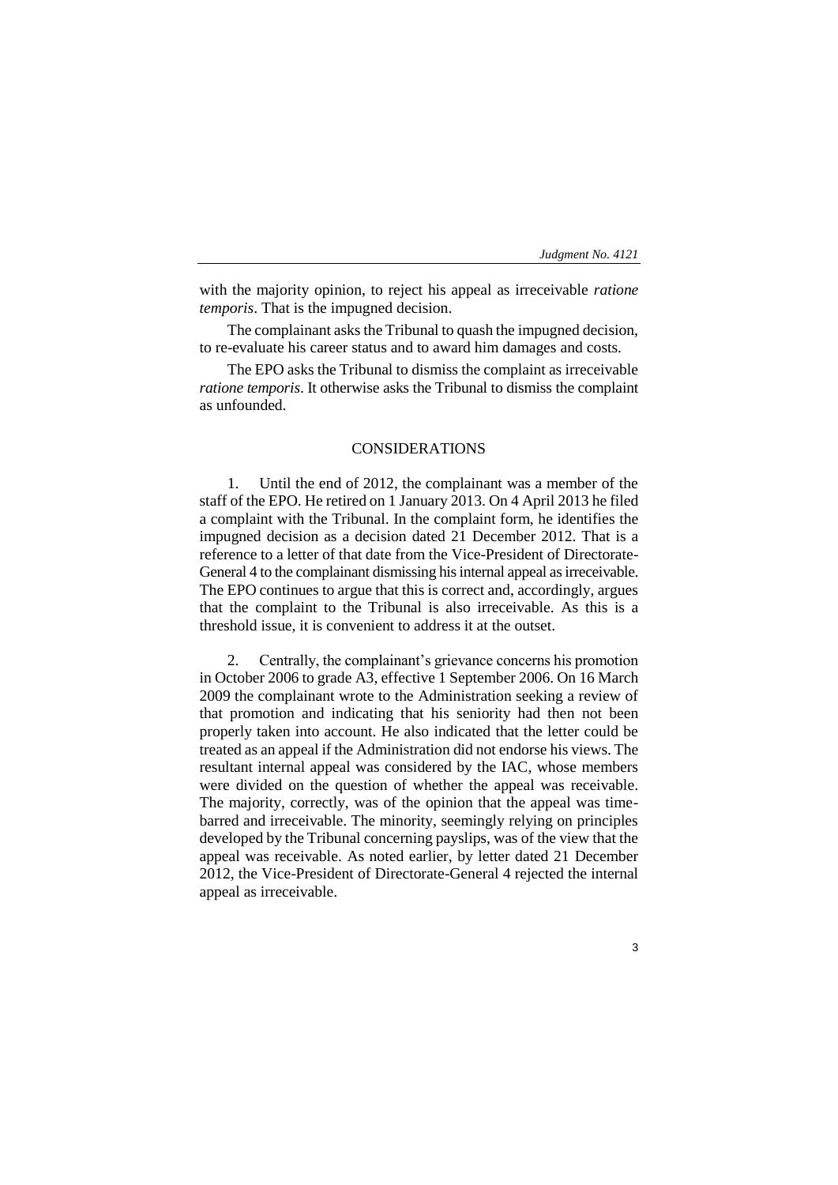with the majority opinion, to reject his appeal as irreceivable *ratione temporis*. That is the impugned decision.

The complainant asks the Tribunal to quash the impugned decision, to re-evaluate his career status and to award him damages and costs.

The EPO asks the Tribunal to dismiss the complaint as irreceivable *ratione temporis*. It otherwise asks the Tribunal to dismiss the complaint as unfounded.

## CONSIDERATIONS

1. Until the end of 2012, the complainant was a member of the staff of the EPO. He retired on 1 January 2013. On 4 April 2013 he filed a complaint with the Tribunal. In the complaint form, he identifies the impugned decision as a decision dated 21 December 2012. That is a reference to a letter of that date from the Vice-President of Directorate-General 4 to the complainant dismissing his internal appeal as irreceivable. The EPO continues to argue that this is correct and, accordingly, argues that the complaint to the Tribunal is also irreceivable. As this is a threshold issue, it is convenient to address it at the outset.

2. Centrally, the complainant's grievance concerns his promotion in October 2006 to grade A3, effective 1 September 2006. On 16 March 2009 the complainant wrote to the Administration seeking a review of that promotion and indicating that his seniority had then not been properly taken into account. He also indicated that the letter could be treated as an appeal if the Administration did not endorse his views. The resultant internal appeal was considered by the IAC, whose members were divided on the question of whether the appeal was receivable. The majority, correctly, was of the opinion that the appeal was time-barred and irreceivable. The minority, seemingly relying on principles developed by the Tribunal concerning payslips, was of the view that the appeal was receivable. As noted earlier, by letter dated 21 December 2012, the Vice-President of Directorate-General 4 rejected the internal appeal as irreceivable.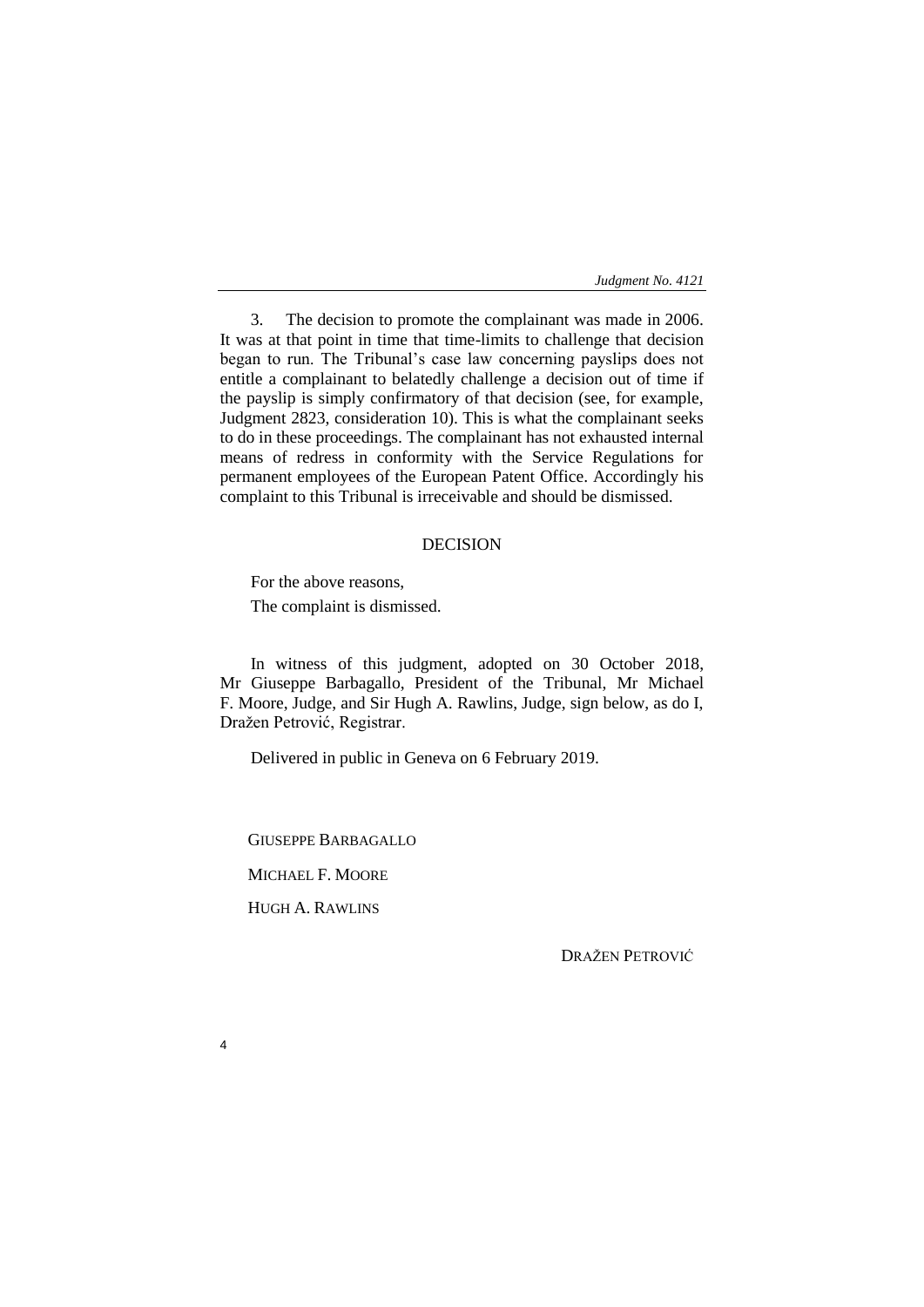3. The decision to promote the complainant was made in 2006. It was at that point in time that time-limits to challenge that decision began to run. The Tribunal's case law concerning payslips does not entitle a complainant to belatedly challenge a decision out of time if the payslip is simply confirmatory of that decision (see, for example, Judgment 2823, consideration 10). This is what the complainant seeks to do in these proceedings. The complainant has not exhausted internal means of redress in conformity with the Service Regulations for permanent employees of the European Patent Office. Accordingly his complaint to this Tribunal is irreceivable and should be dismissed.

## DECISION

For the above reasons,

The complaint is dismissed.

In witness of this judgment, adopted on 30 October 2018, Mr Giuseppe Barbagallo, President of the Tribunal, Mr Michael F. Moore, Judge, and Sir Hugh A. Rawlins, Judge, sign below, as do I, Dražen Petrović, Registrar.

Delivered in public in Geneva on 6 February 2019.

GIUSEPPE BARBAGALLO

MICHAEL F. MOORE

HUGH A. RAWLINS

DRAŽEN PETROVIĆ